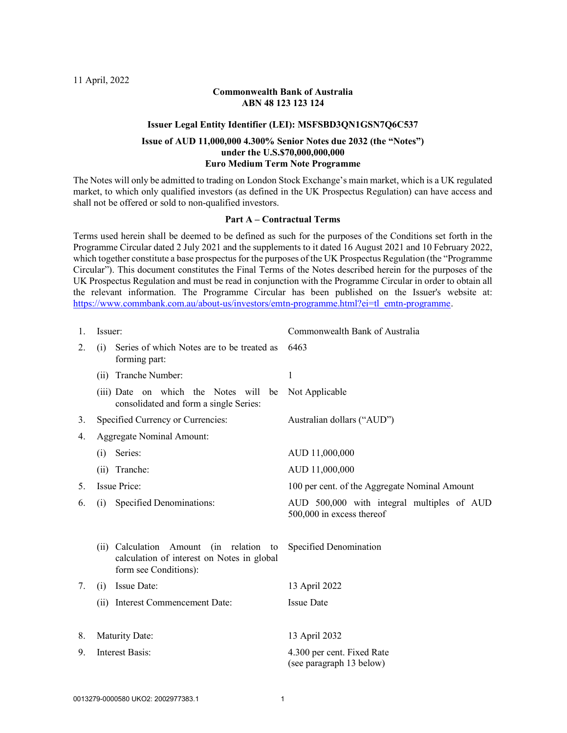11 April, 2022

**Commonwealth Bank of Australia**
**ABN 48 123 123 124**

**Issuer Legal Entity Identifier (LEI): MSFSBD3QN1GSN7Q6C537**

**Issue of AUD 11,000,000 4.300% Senior Notes due 2032 (the "Notes")**
**under the U.S.$70,000,000,000**
**Euro Medium Term Note Programme**

The Notes will only be admitted to trading on London Stock Exchange's main market, which is a UK regulated market, to which only qualified investors (as defined in the UK Prospectus Regulation) can have access and shall not be offered or sold to non-qualified investors.

**Part A – Contractual Terms**

Terms used herein shall be deemed to be defined as such for the purposes of the Conditions set forth in the Programme Circular dated 2 July 2021 and the supplements to it dated 16 August 2021 and 10 February 2022, which together constitute a base prospectus for the purposes of the UK Prospectus Regulation (the "Programme Circular"). This document constitutes the Final Terms of the Notes described herein for the purposes of the UK Prospectus Regulation and must be read in conjunction with the Programme Circular in order to obtain all the relevant information. The Programme Circular has been published on the Issuer's website at: https://www.commbank.com.au/about-us/investors/emtn-programme.html?ei=tl_emtn-programme.

| | | |
|---|---|---|
| 1. | Issuer: | Commonwealth Bank of Australia |
| 2. | (i) Series of which Notes are to be treated as forming part: | 6463 |
| | (ii) Tranche Number: | 1 |
| | (iii) Date on which the Notes will be consolidated and form a single Series: | Not Applicable |
| 3. | Specified Currency or Currencies: | Australian dollars ("AUD") |
| 4. | Aggregate Nominal Amount: | |
| | (i) Series: | AUD 11,000,000 |
| | (ii) Tranche: | AUD 11,000,000 |
| 5. | Issue Price: | 100 per cent. of the Aggregate Nominal Amount |
| 6. | (i) Specified Denominations: | AUD 500,000 with integral multiples of AUD 500,000 in excess thereof |
| | (ii) Calculation Amount (in relation to calculation of interest on Notes in global form see Conditions): | Specified Denomination |
| 7. | (i) Issue Date: | 13 April 2022 |
| | (ii) Interest Commencement Date: | Issue Date |
| 8. | Maturity Date: | 13 April 2032 |
| 9. | Interest Basis: | 4.300 per cent. Fixed Rate (see paragraph 13 below) |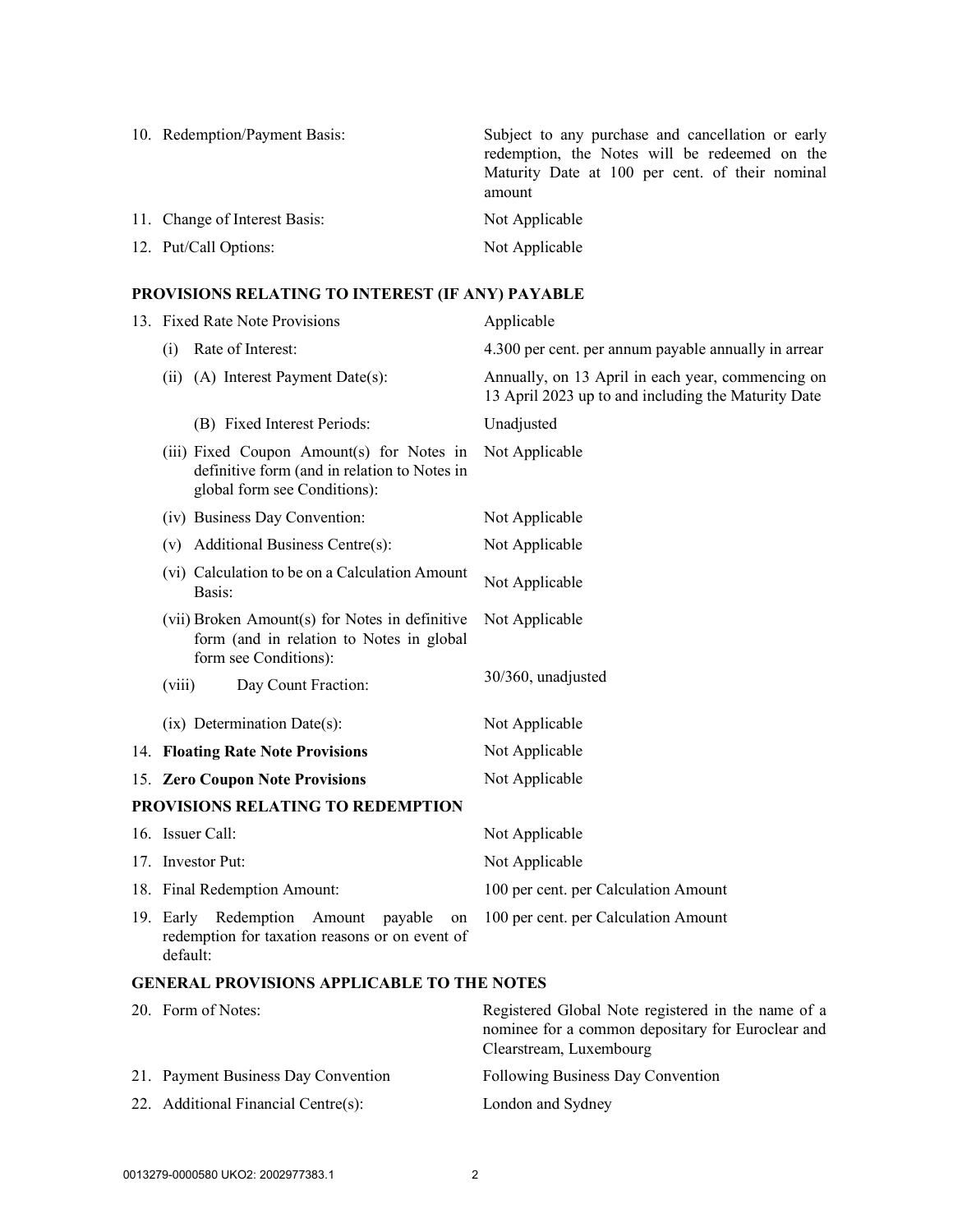| | |
|---|---|
| 10. Redemption/Payment Basis: | Subject to any purchase and cancellation or early redemption, the Notes will be redeemed on the Maturity Date at 100 per cent. of their nominal amount |
| 11. Change of Interest Basis: | Not Applicable |
| 12. Put/Call Options: | Not Applicable |

**PROVISIONS RELATING TO INTEREST (IF ANY) PAYABLE**

| | |
|---|---|
| 13. Fixed Rate Note Provisions | Applicable |
| (i) Rate of Interest: | 4.300 per cent. per annum payable annually in arrear |
| (ii) (A) Interest Payment Date(s): | Annually, on 13 April in each year, commencing on 13 April 2023 up to and including the Maturity Date |
| (B) Fixed Interest Periods: | Unadjusted |
| (iii) Fixed Coupon Amount(s) for Notes in definitive form (and in relation to Notes in global form see Conditions): | Not Applicable |
| (iv) Business Day Convention: | Not Applicable |
| (v) Additional Business Centre(s): | Not Applicable |
| (vi) Calculation to be on a Calculation Amount Basis: | Not Applicable |
| (vii) Broken Amount(s) for Notes in definitive form (and in relation to Notes in global form see Conditions): | Not Applicable |
| (viii) Day Count Fraction: | 30/360, unadjusted |
| (ix) Determination Date(s): | Not Applicable |
| 14. **Floating Rate Note Provisions** | Not Applicable |
| 15. **Zero Coupon Note Provisions** | Not Applicable |

**PROVISIONS RELATING TO REDEMPTION**

| | |
|---|---|
| 16. Issuer Call: | Not Applicable |
| 17. Investor Put: | Not Applicable |
| 18. Final Redemption Amount: | 100 per cent. per Calculation Amount |
| 19. Early Redemption Amount payable on redemption for taxation reasons or on event of default: | 100 per cent. per Calculation Amount |

**GENERAL PROVISIONS APPLICABLE TO THE NOTES**

| | |
|---|---|
| 20. Form of Notes: | Registered Global Note registered in the name of a nominee for a common depositary for Euroclear and Clearstream, Luxembourg |
| 21. Payment Business Day Convention | Following Business Day Convention |
| 22. Additional Financial Centre(s): | London and Sydney |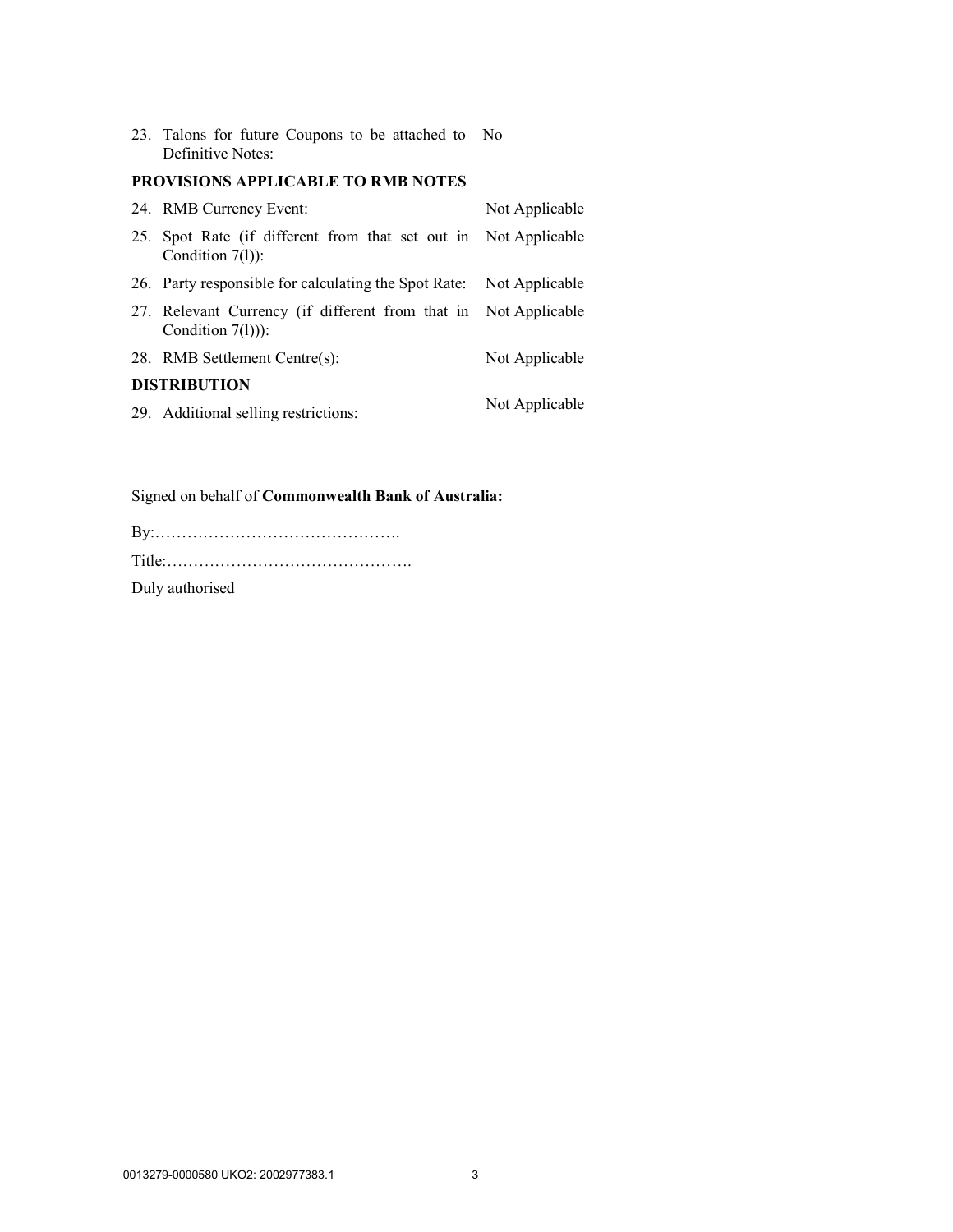| | |
|---|---|
| 23. Talons for future Coupons to be attached to Definitive Notes: | No |

**PROVISIONS APPLICABLE TO RMB NOTES**

| | |
|---|---|
| 24. RMB Currency Event: | Not Applicable |
| 25. Spot Rate (if different from that set out in Condition 7(l)): | Not Applicable |
| 26. Party responsible for calculating the Spot Rate: | Not Applicable |
| 27. Relevant Currency (if different from that in Condition 7(l))): | Not Applicable |
| 28. RMB Settlement Centre(s): | Not Applicable |

**DISTRIBUTION**

| | |
|---|---|
| 29. Additional selling restrictions: | Not Applicable |

Signed on behalf of **Commonwealth Bank of Australia:**

By:……………………………………….

Title:……………………………………….

Duly authorised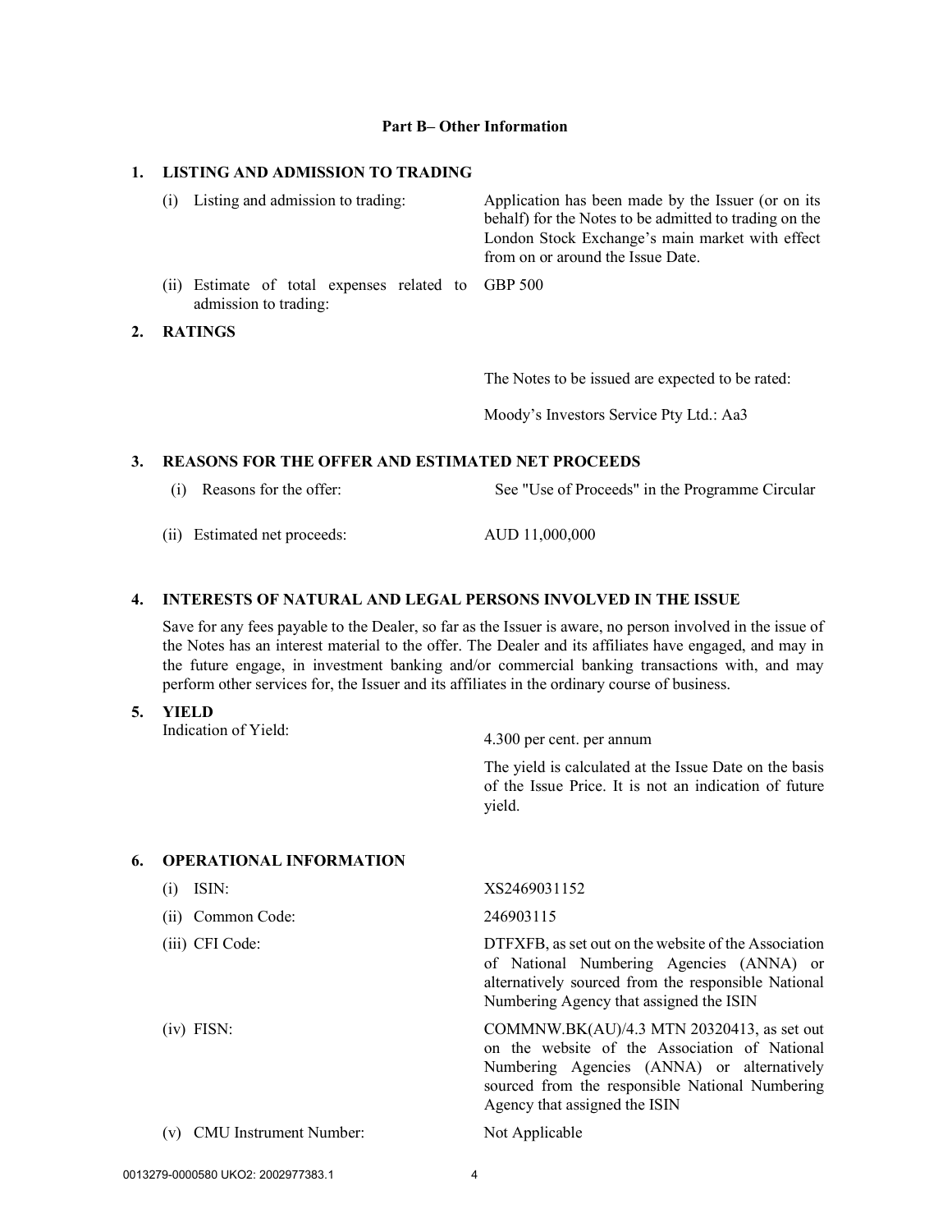## Part B– Other Information

### 1. LISTING AND ADMISSION TO TRADING

| | |
|---|---|
| (i) Listing and admission to trading: | Application has been made by the Issuer (or on its behalf) for the Notes to be admitted to trading on the London Stock Exchange's main market with effect from on or around the Issue Date. |
| (ii) Estimate of total expenses related to admission to trading: | GBP 500 |

### 2. RATINGS

The Notes to be issued are expected to be rated:

Moody's Investors Service Pty Ltd.: Aa3

### 3. REASONS FOR THE OFFER AND ESTIMATED NET PROCEEDS

| | |
|---|---|
| (i) Reasons for the offer: | See "Use of Proceeds" in the Programme Circular |
| (ii) Estimated net proceeds: | AUD 11,000,000 |

### 4. INTERESTS OF NATURAL AND LEGAL PERSONS INVOLVED IN THE ISSUE

Save for any fees payable to the Dealer, so far as the Issuer is aware, no person involved in the issue of the Notes has an interest material to the offer. The Dealer and its affiliates have engaged, and may in the future engage, in investment banking and/or commercial banking transactions with, and may perform other services for, the Issuer and its affiliates in the ordinary course of business.

### 5. YIELD

| | |
|---|---|
| Indication of Yield: | 4.300 per cent. per annum<br><br>The yield is calculated at the Issue Date on the basis of the Issue Price. It is not an indication of future yield. |

### 6. OPERATIONAL INFORMATION

| | |
|---|---|
| (i) ISIN: | XS2469031152 |
| (ii) Common Code: | 246903115 |
| (iii) CFI Code: | DTFXFB, as set out on the website of the Association of National Numbering Agencies (ANNA) or alternatively sourced from the responsible National Numbering Agency that assigned the ISIN |
| (iv) FISN: | COMMNW.BK(AU)/4.3 MTN 20320413, as set out on the website of the Association of National Numbering Agencies (ANNA) or alternatively sourced from the responsible National Numbering Agency that assigned the ISIN |
| (v) CMU Instrument Number: | Not Applicable |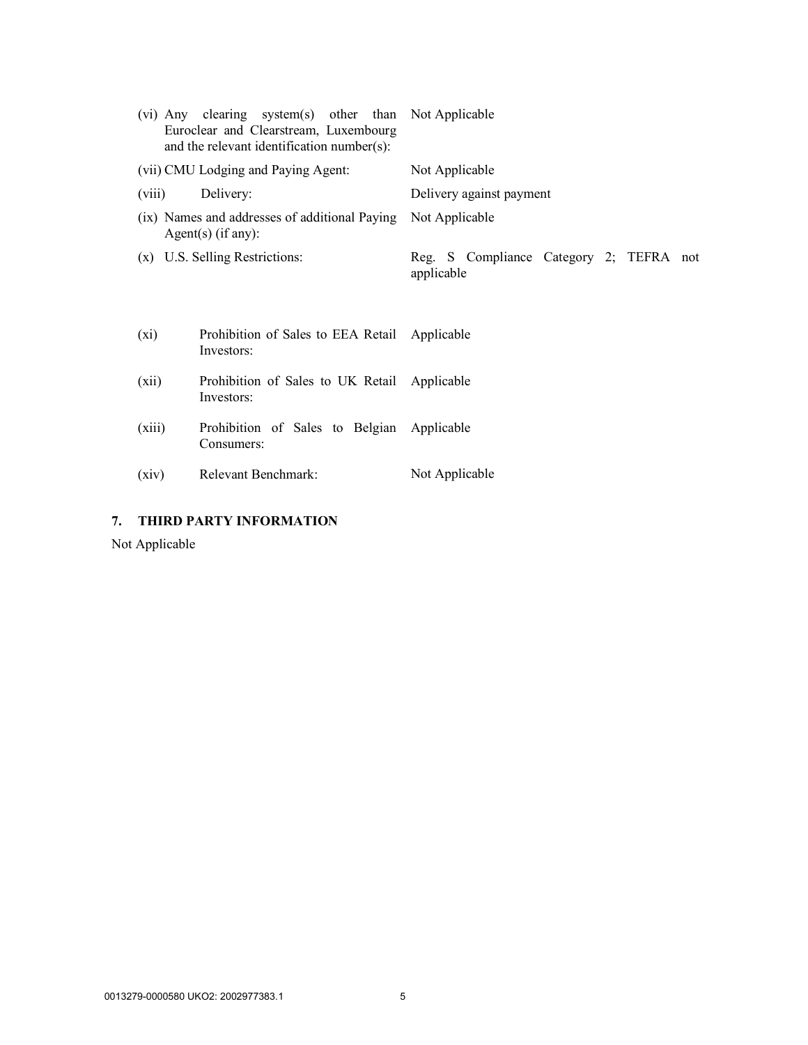| | |
|---|---|
| (vi) Any clearing system(s) other than Euroclear and Clearstream, Luxembourg and the relevant identification number(s): | Not Applicable |
| (vii) CMU Lodging and Paying Agent: | Not Applicable |
| (viii) Delivery: | Delivery against payment |
| (ix) Names and addresses of additional Paying Agent(s) (if any): | Not Applicable |
| (x) U.S. Selling Restrictions: | Reg. S Compliance Category 2; TEFRA not applicable |
| (xi) Prohibition of Sales to EEA Retail Investors: | Applicable |
| (xii) Prohibition of Sales to UK Retail Investors: | Applicable |
| (xiii) Prohibition of Sales to Belgian Consumers: | Applicable |
| (xiv) Relevant Benchmark: | Not Applicable |

## 7. THIRD PARTY INFORMATION

Not Applicable

0013279-0000580 UKO2: 2002977383.1